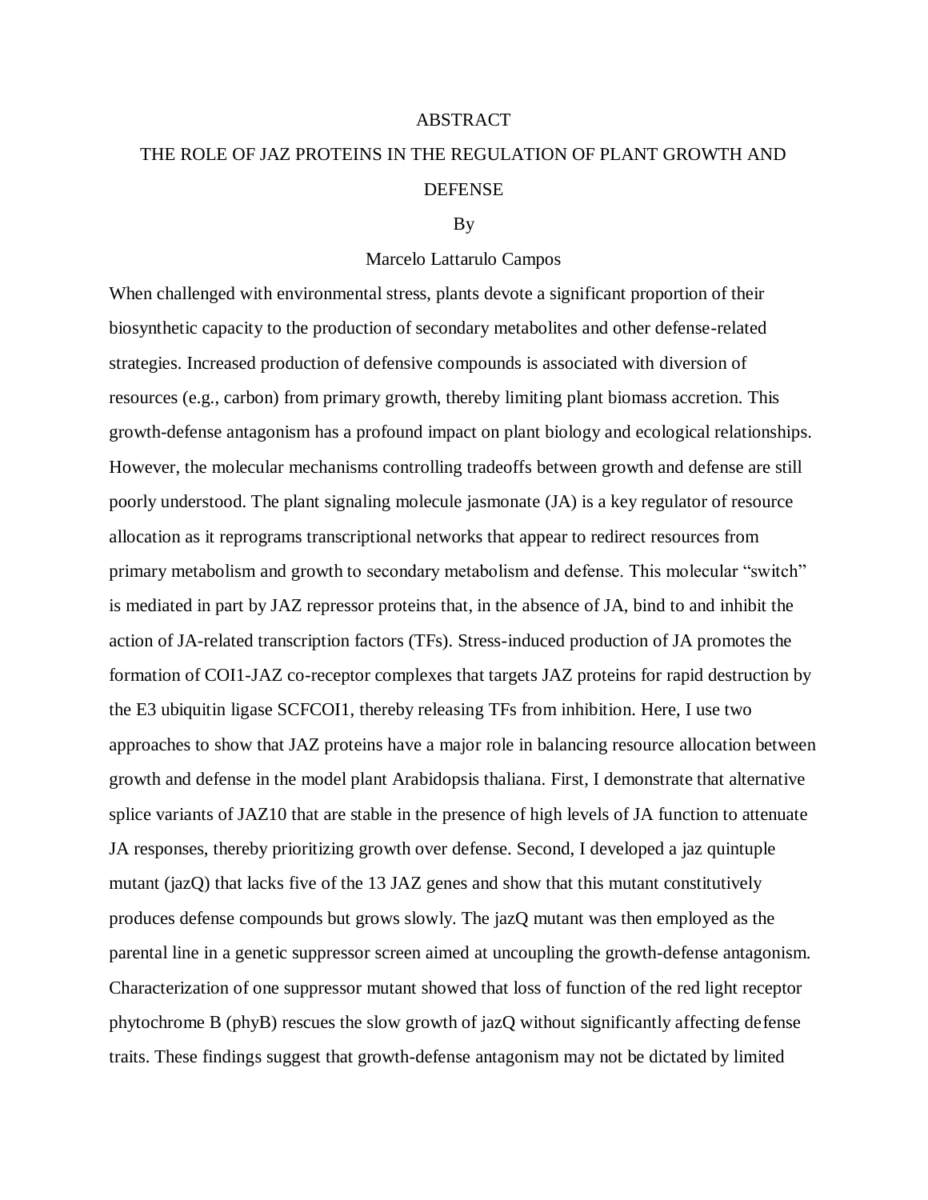# ABSTRACT

## THE ROLE OF JAZ PROTEINS IN THE REGULATION OF PLANT GROWTH AND DEFENSE

By

Marcelo Lattarulo Campos

When challenged with environmental stress, plants devote a significant proportion of their biosynthetic capacity to the production of secondary metabolites and other defense-related strategies. Increased production of defensive compounds is associated with diversion of resources (e.g., carbon) from primary growth, thereby limiting plant biomass accretion. This growth-defense antagonism has a profound impact on plant biology and ecological relationships. However, the molecular mechanisms controlling tradeoffs between growth and defense are still poorly understood. The plant signaling molecule jasmonate (JA) is a key regulator of resource allocation as it reprograms transcriptional networks that appear to redirect resources from primary metabolism and growth to secondary metabolism and defense. This molecular "switch" is mediated in part by JAZ repressor proteins that, in the absence of JA, bind to and inhibit the action of JA-related transcription factors (TFs). Stress-induced production of JA promotes the formation of COI1-JAZ co-receptor complexes that targets JAZ proteins for rapid destruction by the E3 ubiquitin ligase SCFCOI1, thereby releasing TFs from inhibition. Here, I use two approaches to show that JAZ proteins have a major role in balancing resource allocation between growth and defense in the model plant Arabidopsis thaliana. First, I demonstrate that alternative splice variants of JAZ10 that are stable in the presence of high levels of JA function to attenuate JA responses, thereby prioritizing growth over defense. Second, I developed a jaz quintuple mutant (jazQ) that lacks five of the 13 JAZ genes and show that this mutant constitutively produces defense compounds but grows slowly. The jazQ mutant was then employed as the parental line in a genetic suppressor screen aimed at uncoupling the growth-defense antagonism. Characterization of one suppressor mutant showed that loss of function of the red light receptor phytochrome B (phyB) rescues the slow growth of jazQ without significantly affecting defense traits. These findings suggest that growth-defense antagonism may not be dictated by limited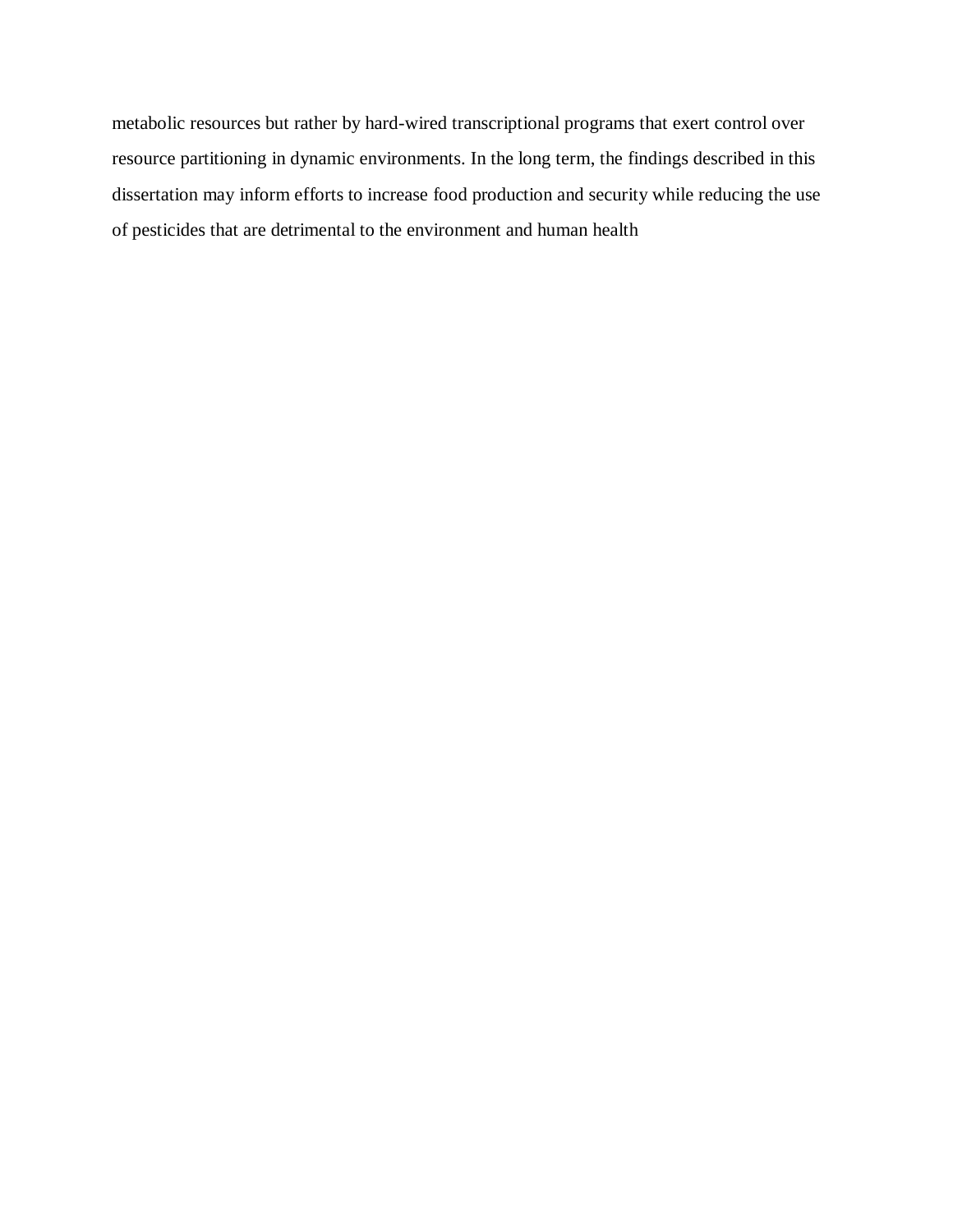metabolic resources but rather by hard-wired transcriptional programs that exert control over resource partitioning in dynamic environments. In the long term, the findings described in this dissertation may inform efforts to increase food production and security while reducing the use of pesticides that are detrimental to the environment and human health